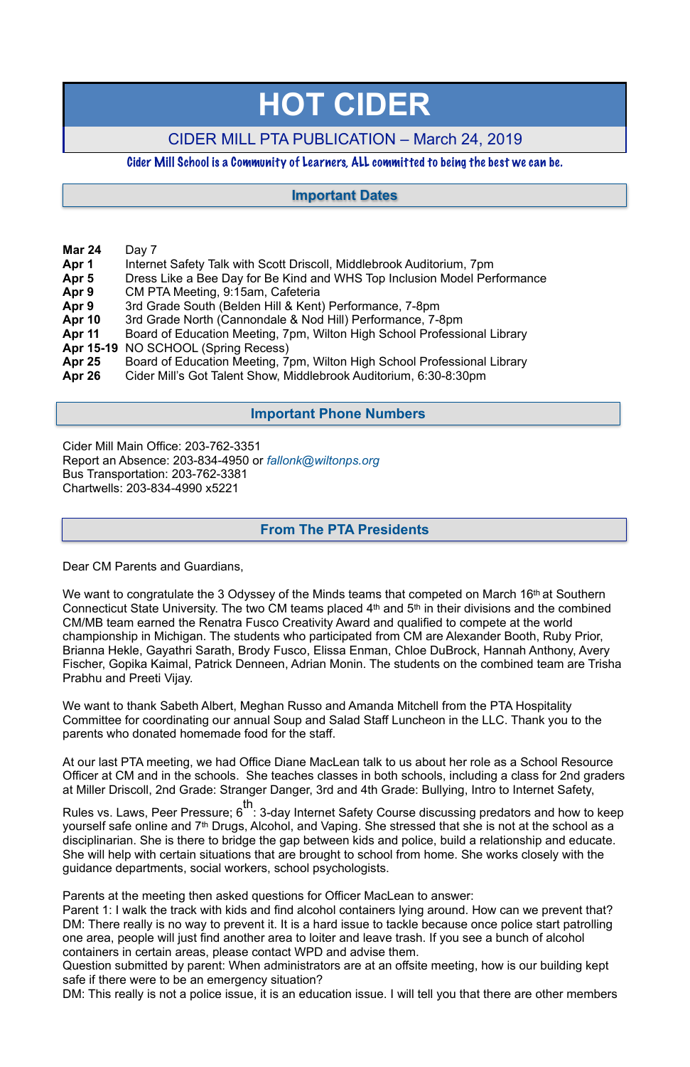# HOT CIDER

## CIDER MILL PTA PUBLICATION – March 24, 2019

*Cider Mill School is a Community of Learners, ALL committed to being the best we can be.*

## Important Dates

| | |
|---|---|
| **Mar 24** | Day 7 |
| **Apr 1** | Internet Safety Talk with Scott Driscoll, Middlebrook Auditorium, 7pm |
| **Apr 5** | Dress Like a Bee Day for Be Kind and WHS Top Inclusion Model Performance |
| **Apr 9** | CM PTA Meeting, 9:15am, Cafeteria |
| **Apr 9** | 3rd Grade South (Belden Hill & Kent) Performance, 7-8pm |
| **Apr 10** | 3rd Grade North (Cannondale & Nod Hill) Performance, 7-8pm |
| **Apr 11** | Board of Education Meeting, 7pm, Wilton High School Professional Library |
| **Apr 15-19** | NO SCHOOL (Spring Recess) |
| **Apr 25** | Board of Education Meeting, 7pm, Wilton High School Professional Library |
| **Apr 26** | Cider Mill's Got Talent Show, Middlebrook Auditorium, 6:30-8:30pm |

## Important Phone Numbers

Cider Mill Main Office: 203-762-3351
Report an Absence: 203-834-4950 or *fallonk@wiltonps.org*
Bus Transportation: 203-762-3381
Chartwells: 203-834-4990 x5221

## From The PTA Presidents

Dear CM Parents and Guardians,

We want to congratulate the 3 Odyssey of the Minds teams that competed on March 16th at Southern Connecticut State University. The two CM teams placed 4th and 5th in their divisions and the combined CM/MB team earned the Renatra Fusco Creativity Award and qualified to compete at the world championship in Michigan. The students who participated from CM are Alexander Booth, Ruby Prior, Brianna Hekle, Gayathri Sarath, Brody Fusco, Elissa Enman, Chloe DuBrock, Hannah Anthony, Avery Fischer, Gopika Kaimal, Patrick Denneen, Adrian Monin. The students on the combined team are Trisha Prabhu and Preeti Vijay.

We want to thank Sabeth Albert, Meghan Russo and Amanda Mitchell from the PTA Hospitality Committee for coordinating our annual Soup and Salad Staff Luncheon in the LLC. Thank you to the parents who donated homemade food for the staff.

At our last PTA meeting, we had Office Diane MacLean talk to us about her role as a School Resource Officer at CM and in the schools. She teaches classes in both schools, including a class for 2nd graders at Miller Driscoll, 2nd Grade: Stranger Danger, 3rd and 4th Grade: Bullying, Intro to Internet Safety, Rules vs. Laws, Peer Pressure; 6th: 3-day Internet Safety Course discussing predators and how to keep yourself safe online and 7th Drugs, Alcohol, and Vaping. She stressed that she is not at the school as a disciplinarian. She is there to bridge the gap between kids and police, build a relationship and educate. She will help with certain situations that are brought to school from home. She works closely with the guidance departments, social workers, school psychologists.

Parents at the meeting then asked questions for Officer MacLean to answer:
Parent 1: I walk the track with kids and find alcohol containers lying around. How can we prevent that?
DM: There really is no way to prevent it. It is a hard issue to tackle because once police start patrolling one area, people will just find another area to loiter and leave trash. If you see a bunch of alcohol containers in certain areas, please contact WPD and advise them.
Question submitted by parent: When administrators are at an offsite meeting, how is our building kept safe if there were to be an emergency situation?
DM: This really is not a police issue, it is an education issue. I will tell you that there are other members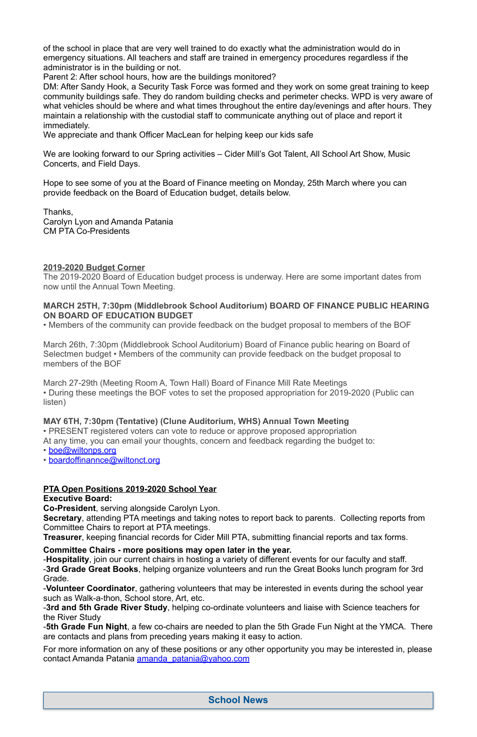of the school in place that are very well trained to do exactly what the administration would do in emergency situations. All teachers and staff are trained in emergency procedures regardless if the administrator is in the building or not.
Parent 2: After school hours, how are the buildings monitored?
DM: After Sandy Hook, a Security Task Force was formed and they work on some great training to keep community buildings safe. They do random building checks and perimeter checks. WPD is very aware of what vehicles should be where and what times throughout the entire day/evenings and after hours. They maintain a relationship with the custodial staff to communicate anything out of place and report it immediately.
We appreciate and thank Officer MacLean for helping keep our kids safe

We are looking forward to our Spring activities – Cider Mill's Got Talent, All School Art Show, Music Concerts, and Field Days.

Hope to see some of you at the Board of Finance meeting on Monday, 25th March where you can provide feedback on the Board of Education budget, details below.

Thanks,
Carolyn Lyon and Amanda Patania
CM PTA Co-Presidents

## 2019-2020 Budget Corner

The 2019-2020 Board of Education budget process is underway. Here are some important dates from now until the Annual Town Meeting.

**MARCH 25TH, 7:30pm (Middlebrook School Auditorium) BOARD OF FINANCE PUBLIC HEARING ON BOARD OF EDUCATION BUDGET**
• Members of the community can provide feedback on the budget proposal to members of the BOF

March 26th, 7:30pm (Middlebrook School Auditorium) Board of Finance public hearing on Board of Selectmen budget • Members of the community can provide feedback on the budget proposal to members of the BOF

March 27-29th (Meeting Room A, Town Hall) Board of Finance Mill Rate Meetings
• During these meetings the BOF votes to set the proposed appropriation for 2019-2020 (Public can listen)

**MAY 6TH, 7:30pm (Tentative) (Clune Auditorium, WHS) Annual Town Meeting**
• PRESENT registered voters can vote to reduce or approve proposed appropriation
At any time, you can email your thoughts, concern and feedback regarding the budget to:
• boe@wiltonps.org
• boardoffinannce@wiltonct.org

## PTA Open Positions 2019-2020 School Year

**Executive Board:**
**Co-President**, serving alongside Carolyn Lyon.
**Secretary**, attending PTA meetings and taking notes to report back to parents. Collecting reports from Committee Chairs to report at PTA meetings.
**Treasurer**, keeping financial records for Cider Mill PTA, submitting financial reports and tax forms.

**Committee Chairs - more positions may open later in the year.**
-**Hospitality**, join our current chairs in hosting a variety of different events for our faculty and staff.
-**3rd Grade Great Books**, helping organize volunteers and run the Great Books lunch program for 3rd Grade.
-**Volunteer Coordinator**, gathering volunteers that may be interested in events during the school year such as Walk-a-thon, School store, Art, etc.
-**3rd and 5th Grade River Study**, helping co-ordinate volunteers and liaise with Science teachers for the River Study
-**5th Grade Fun Night**, a few co-chairs are needed to plan the 5th Grade Fun Night at the YMCA. There are contacts and plans from preceding years making it easy to action.

For more information on any of these positions or any other opportunity you may be interested in, please contact Amanda Patania amanda_patania@yahoo.com

## School News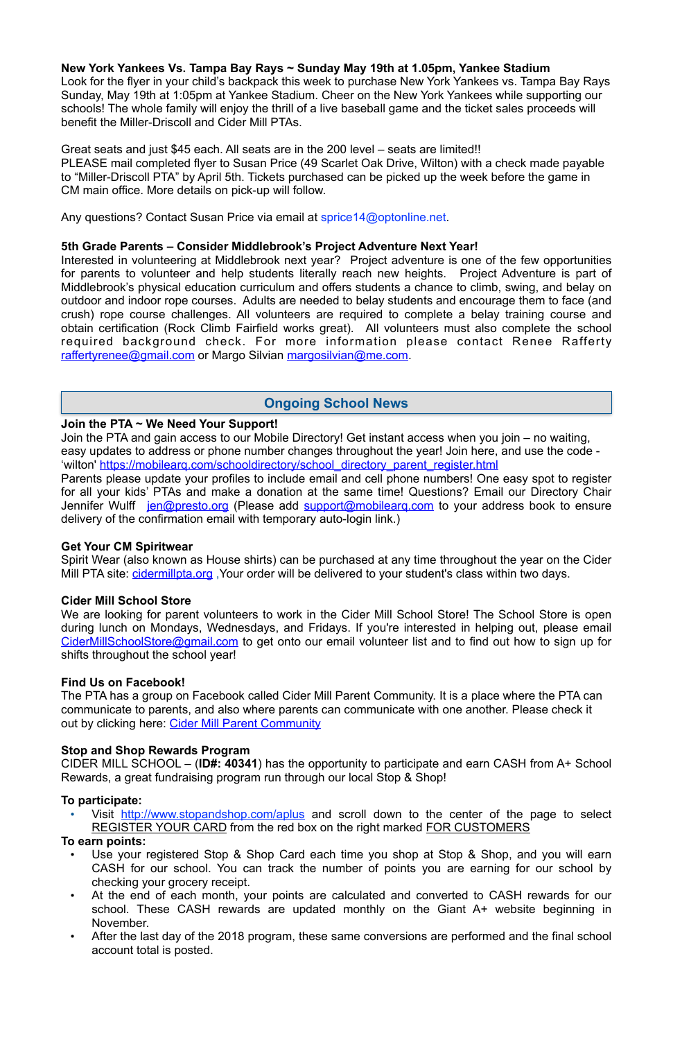**New York Yankees Vs. Tampa Bay Rays ~ Sunday May 19th at 1.05pm, Yankee Stadium**
Look for the flyer in your child's backpack this week to purchase New York Yankees vs. Tampa Bay Rays Sunday, May 19th at 1:05pm at Yankee Stadium. Cheer on the New York Yankees while supporting our schools! The whole family will enjoy the thrill of a live baseball game and the ticket sales proceeds will benefit the Miller-Driscoll and Cider Mill PTAs.

Great seats and just $45 each. All seats are in the 200 level – seats are limited!!
PLEASE mail completed flyer to Susan Price (49 Scarlet Oak Drive, Wilton) with a check made payable to "Miller-Driscoll PTA" by April 5th. Tickets purchased can be picked up the week before the game in CM main office. More details on pick-up will follow.

Any questions? Contact Susan Price via email at sprice14@optonline.net.

**5th Grade Parents – Consider Middlebrook's Project Adventure Next Year!**
Interested in volunteering at Middlebrook next year? Project adventure is one of the few opportunities for parents to volunteer and help students literally reach new heights. Project Adventure is part of Middlebrook's physical education curriculum and offers students a chance to climb, swing, and belay on outdoor and indoor rope courses. Adults are needed to belay students and encourage them to face (and crush) rope course challenges. All volunteers are required to complete a belay training course and obtain certification (Rock Climb Fairfield works great). All volunteers must also complete the school required background check. For more information please contact Renee Rafferty raffertyrenee@gmail.com or Margo Silvian margosilvian@me.com.

## Ongoing School News

**Join the PTA ~ We Need Your Support!**
Join the PTA and gain access to our Mobile Directory! Get instant access when you join – no waiting, easy updates to address or phone number changes throughout the year! Join here, and use the code - 'wilton' https://mobilearq.com/schooldirectory/school_directory_parent_register.html
Parents please update your profiles to include email and cell phone numbers! One easy spot to register for all your kids' PTAs and make a donation at the same time! Questions? Email our Directory Chair Jennifer Wulff jen@presto.org (Please add support@mobilearq.com to your address book to ensure delivery of the confirmation email with temporary auto-login link.)

**Get Your CM Spiritwear**
Spirit Wear (also known as House shirts) can be purchased at any time throughout the year on the Cider Mill PTA site: cidermillpta.org ,Your order will be delivered to your student's class within two days.

**Cider Mill School Store**
We are looking for parent volunteers to work in the Cider Mill School Store! The School Store is open during lunch on Mondays, Wednesdays, and Fridays. If you're interested in helping out, please email CiderMillSchoolStore@gmail.com to get onto our email volunteer list and to find out how to sign up for shifts throughout the school year!

**Find Us on Facebook!**
The PTA has a group on Facebook called Cider Mill Parent Community. It is a place where the PTA can communicate to parents, and also where parents can communicate with one another. Please check it out by clicking here: Cider Mill Parent Community

**Stop and Shop Rewards Program**
CIDER MILL SCHOOL – (**ID#: 40341**) has the opportunity to participate and earn CASH from A+ School Rewards, a great fundraising program run through our local Stop & Shop!

**To participate:**

- Visit http://www.stopandshop.com/aplus and scroll down to the center of the page to select REGISTER YOUR CARD from the red box on the right marked FOR CUSTOMERS

**To earn points:**

- Use your registered Stop & Shop Card each time you shop at Stop & Shop, and you will earn CASH for our school. You can track the number of points you are earning for our school by checking your grocery receipt.
- At the end of each month, your points are calculated and converted to CASH rewards for our school. These CASH rewards are updated monthly on the Giant A+ website beginning in November.
- After the last day of the 2018 program, these same conversions are performed and the final school account total is posted.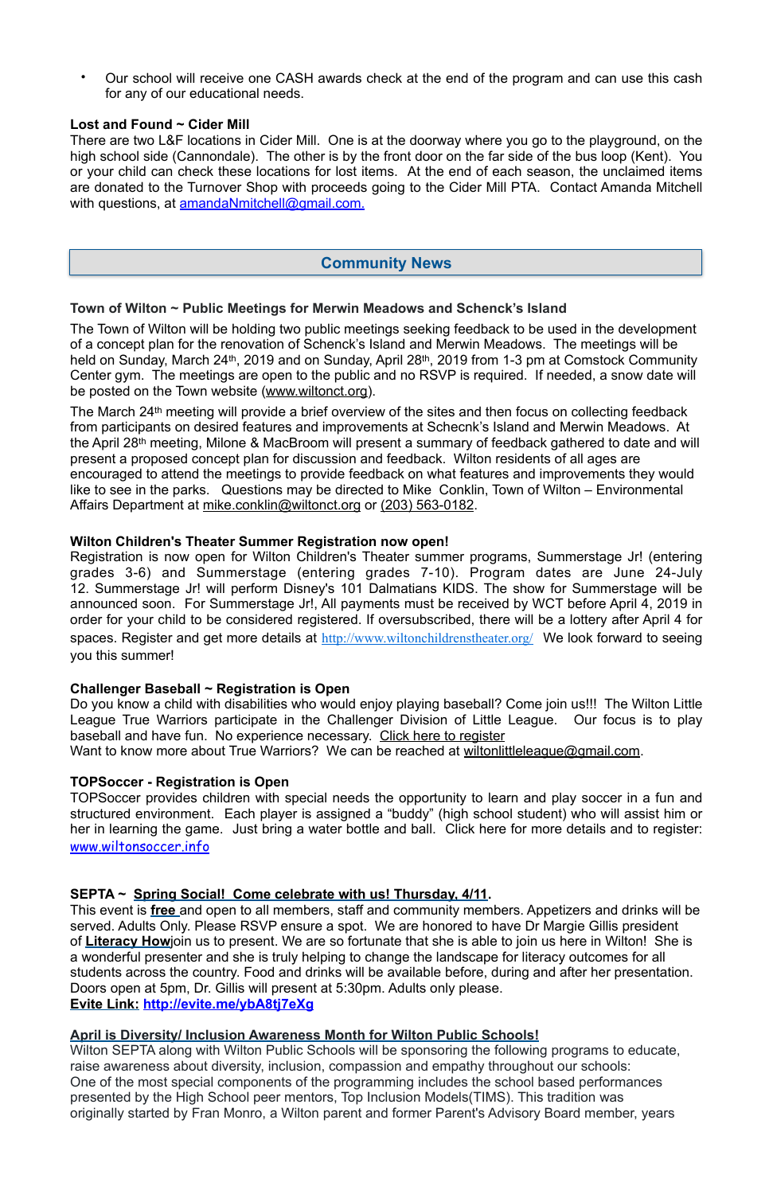- Our school will receive one CASH awards check at the end of the program and can use this cash for any of our educational needs.

**Lost and Found ~ Cider Mill**

There are two L&F locations in Cider Mill. One is at the doorway where you go to the playground, on the high school side (Cannondale). The other is by the front door on the far side of the bus loop (Kent). You or your child can check these locations for lost items. At the end of each season, the unclaimed items are donated to the Turnover Shop with proceeds going to the Cider Mill PTA. Contact Amanda Mitchell with questions, at amandaNmitchell@gmail.com.

## Community News

**Town of Wilton ~ Public Meetings for Merwin Meadows and Schenck's Island**

The Town of Wilton will be holding two public meetings seeking feedback to be used in the development of a concept plan for the renovation of Schenck's Island and Merwin Meadows. The meetings will be held on Sunday, March 24th, 2019 and on Sunday, April 28th, 2019 from 1-3 pm at Comstock Community Center gym. The meetings are open to the public and no RSVP is required. If needed, a snow date will be posted on the Town website (www.wiltonct.org).

The March 24th meeting will provide a brief overview of the sites and then focus on collecting feedback from participants on desired features and improvements at Schecnk's Island and Merwin Meadows. At the April 28th meeting, Milone & MacBroom will present a summary of feedback gathered to date and will present a proposed concept plan for discussion and feedback. Wilton residents of all ages are encouraged to attend the meetings to provide feedback on what features and improvements they would like to see in the parks. Questions may be directed to Mike Conklin, Town of Wilton – Environmental Affairs Department at mike.conklin@wiltonct.org or (203) 563-0182.

**Wilton Children's Theater Summer Registration now open!**

Registration is now open for Wilton Children's Theater summer programs, Summerstage Jr! (entering grades 3-6) and Summerstage (entering grades 7-10). Program dates are June 24-July 12. Summerstage Jr! will perform Disney's 101 Dalmatians KIDS. The show for Summerstage will be announced soon. For Summerstage Jr!, All payments must be received by WCT before April 4, 2019 in order for your child to be considered registered. If oversubscribed, there will be a lottery after April 4 for spaces. Register and get more details at http://www.wiltonchildrenstheater.org/ We look forward to seeing you this summer!

**Challenger Baseball ~ Registration is Open**

Do you know a child with disabilities who would enjoy playing baseball? Come join us!!! The Wilton Little League True Warriors participate in the Challenger Division of Little League. Our focus is to play baseball and have fun. No experience necessary. Click here to register

Want to know more about True Warriors? We can be reached at wiltonlittleleague@gmail.com.

**TOPSoccer - Registration is Open**

TOPSoccer provides children with special needs the opportunity to learn and play soccer in a fun and structured environment. Each player is assigned a "buddy" (high school student) who will assist him or her in learning the game. Just bring a water bottle and ball. Click here for more details and to register: www.wiltonsoccer.info

**SEPTA ~ Spring Social! Come celebrate with us! Thursday, 4/11.**

This event is **free** and open to all members, staff and community members. Appetizers and drinks will be served. Adults Only. Please RSVP ensure a spot. We are honored to have Dr Margie Gillis president of **Literacy How**join us to present. We are so fortunate that she is able to join us here in Wilton! She is a wonderful presenter and she is truly helping to change the landscape for literacy outcomes for all students across the country. Food and drinks will be available before, during and after her presentation. Doors open at 5pm, Dr. Gillis will present at 5:30pm. Adults only please.

**Evite Link: http://evite.me/ybA8tj7eXg**

**April is Diversity/ Inclusion Awareness Month for Wilton Public Schools!**

Wilton SEPTA along with Wilton Public Schools will be sponsoring the following programs to educate, raise awareness about diversity, inclusion, compassion and empathy throughout our schools:

One of the most special components of the programming includes the school based performances presented by the High School peer mentors, Top Inclusion Models(TIMS). This tradition was originally started by Fran Monro, a Wilton parent and former Parent's Advisory Board member, years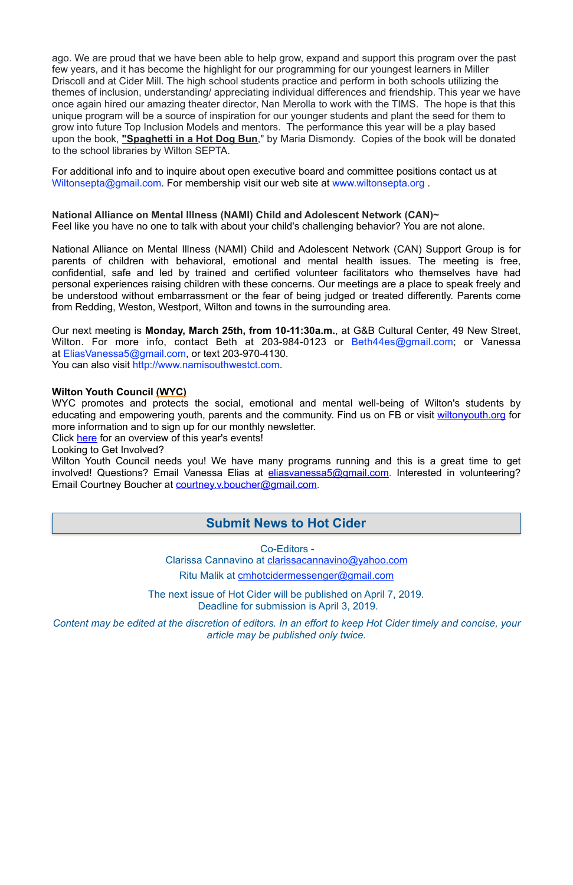ago. We are proud that we have been able to help grow, expand and support this program over the past few years, and it has become the highlight for our programming for our youngest learners in Miller Driscoll and at Cider Mill. The high school students practice and perform in both schools utilizing the themes of inclusion, understanding/ appreciating individual differences and friendship. This year we have once again hired our amazing theater director, Nan Merolla to work with the TIMS. The hope is that this unique program will be a source of inspiration for our younger students and plant the seed for them to grow into future Top Inclusion Models and mentors. The performance this year will be a play based upon the book, **"Spaghetti in a Hot Dog Bun**," by Maria Dismondy. Copies of the book will be donated to the school libraries by Wilton SEPTA.

For additional info and to inquire about open executive board and committee positions contact us at Wiltonsepta@gmail.com. For membership visit our web site at www.wiltonsepta.org .

**National Alliance on Mental Illness (NAMI) Child and Adolescent Network (CAN)~**
Feel like you have no one to talk with about your child's challenging behavior? You are not alone.

National Alliance on Mental Illness (NAMI) Child and Adolescent Network (CAN) Support Group is for parents of children with behavioral, emotional and mental health issues. The meeting is free, confidential, safe and led by trained and certified volunteer facilitators who themselves have had personal experiences raising children with these concerns. Our meetings are a place to speak freely and be understood without embarrassment or the fear of being judged or treated differently. Parents come from Redding, Weston, Westport, Wilton and towns in the surrounding area.

Our next meeting is **Monday, March 25th, from 10-11:30a.m.**, at G&B Cultural Center, 49 New Street, Wilton. For more info, contact Beth at 203-984-0123 or Beth44es@gmail.com; or Vanessa at EliasVanessa5@gmail.com, or text 203-970-4130.
You can also visit http://www.namisouthwestct.com.

**Wilton Youth Council (WYC)**
WYC promotes and protects the social, emotional and mental well-being of Wilton's students by educating and empowering youth, parents and the community. Find us on FB or visit wiltonyouth.org for more information and to sign up for our monthly newsletter.
Click here for an overview of this year's events!
Looking to Get Involved?
Wilton Youth Council needs you! We have many programs running and this is a great time to get involved! Questions? Email Vanessa Elias at eliasvanessa5@gmail.com. Interested in volunteering? Email Courtney Boucher at courtney.v.boucher@gmail.com.

## Submit News to Hot Cider

Co-Editors -
Clarissa Cannavino at clarissacannavino@yahoo.com
Ritu Malik at cmhotcidermessenger@gmail.com

The next issue of Hot Cider will be published on April 7, 2019.
Deadline for submission is April 3, 2019.

*Content may be edited at the discretion of editors. In an effort to keep Hot Cider timely and concise, your article may be published only twice.*